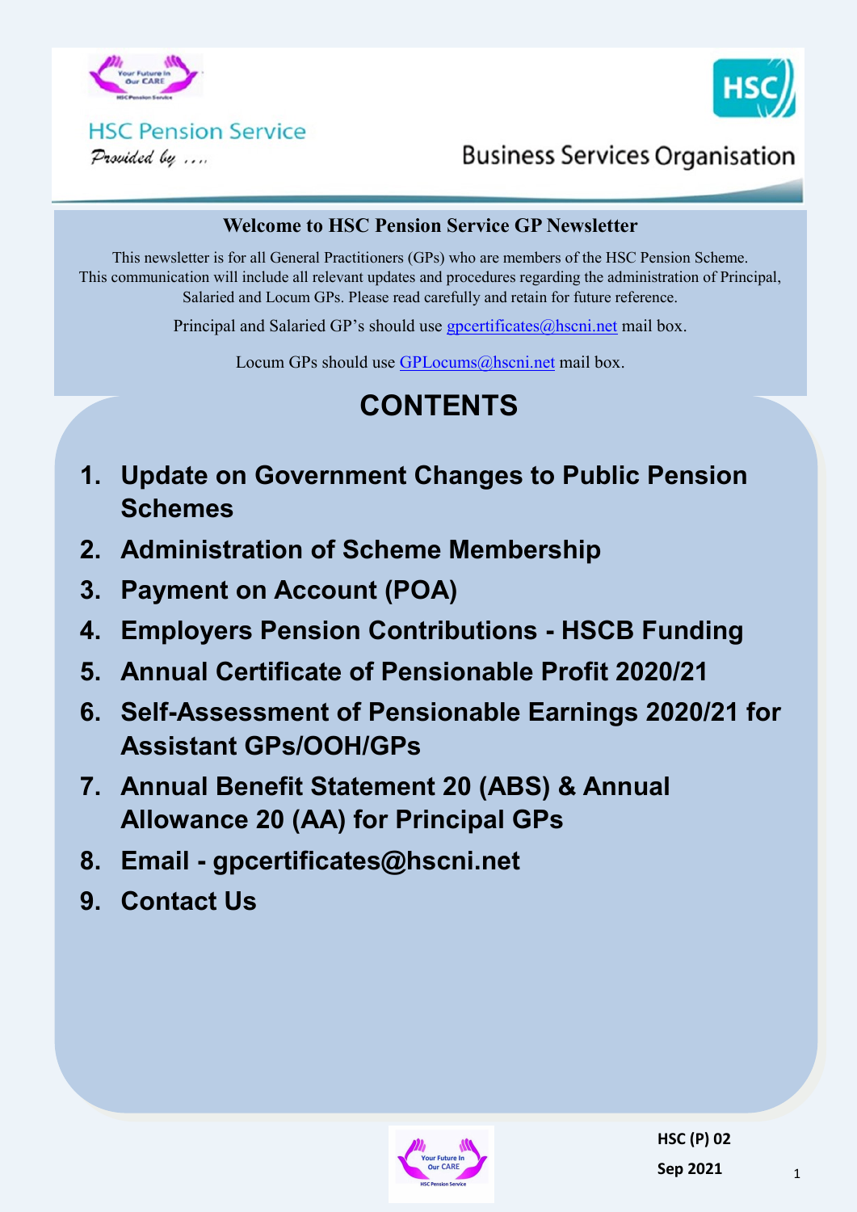HSC Pension Service

*Provided by ....*

Business Services Organisation

## Welcome to HSC Pension Service GP Newsletter

This newsletter is for all General Practitioners (GPs) who are members of the HSC Pension Scheme. This communication will include all relevant updates and procedures regarding the administration of Principal, Salaried and Locum GPs. Please read carefully and retain for future reference.

Principal and Salaried GP's should use gpcertificates@hscni.net mail box.

Locum GPs should use GPLocums@hscni.net mail box.

# CONTENTS

1. **Update on Government Changes to Public Pension Schemes**
2. **Administration of Scheme Membership**
3. **Payment on Account (POA)**
4. **Employers Pension Contributions - HSCB Funding**
5. **Annual Certificate of Pensionable Profit 2020/21**
6. **Self-Assessment of Pensionable Earnings 2020/21 for Assistant GPs/OOH/GPs**
7. **Annual Benefit Statement 20 (ABS) & Annual Allowance 20 (AA) for Principal GPs**
8. **Email - gpcertificates@hscni.net**
9. **Contact Us**

HSC (P) 02

Sep 2021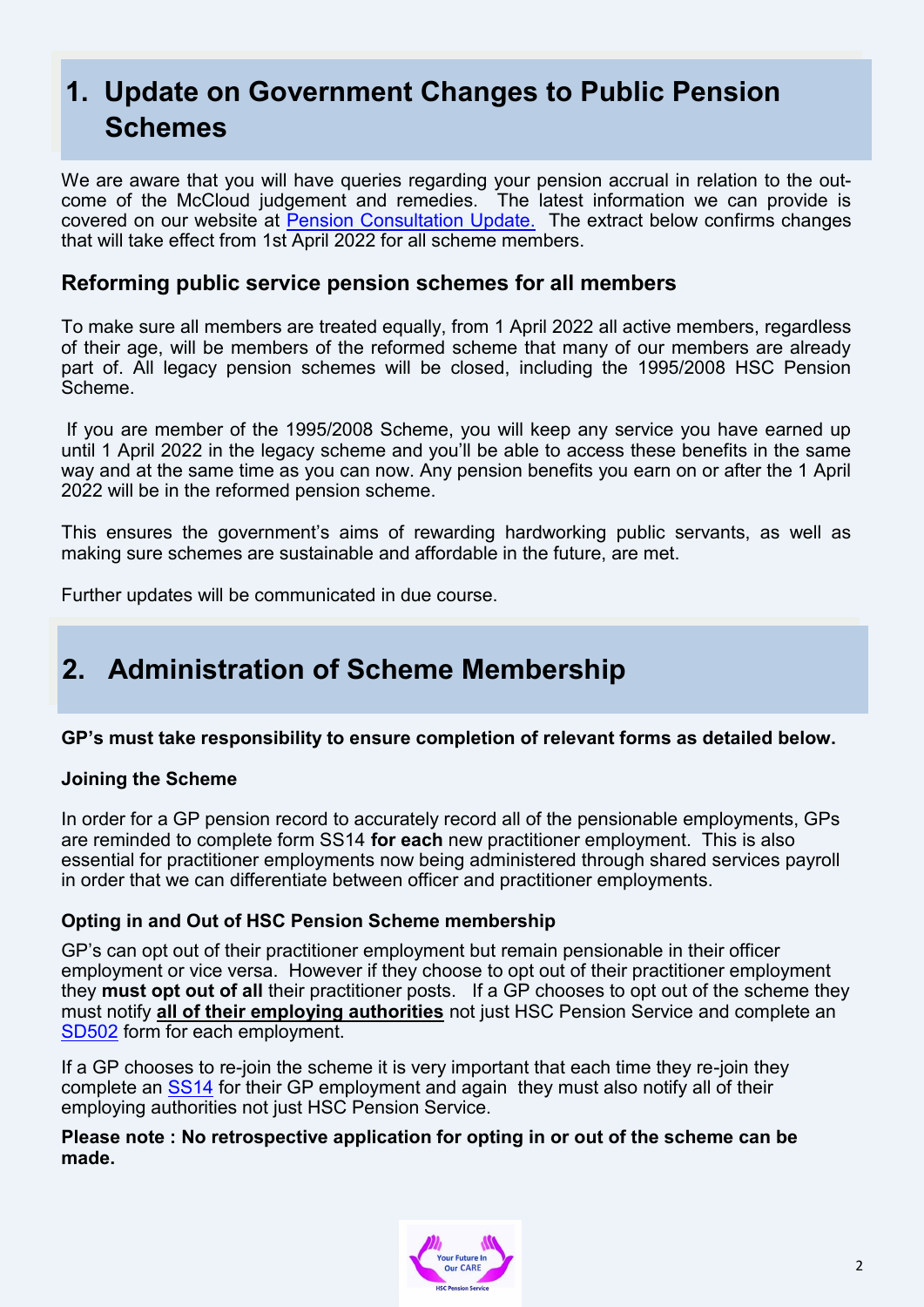## 1. Update on Government Changes to Public Pension Schemes

We are aware that you will have queries regarding your pension accrual in relation to the outcome of the McCloud judgement and remedies. The latest information we can provide is covered on our website at Pension Consultation Update. The extract below confirms changes that will take effect from 1st April 2022 for all scheme members.

### Reforming public service pension schemes for all members

To make sure all members are treated equally, from 1 April 2022 all active members, regardless of their age, will be members of the reformed scheme that many of our members are already part of. All legacy pension schemes will be closed, including the 1995/2008 HSC Pension Scheme.

If you are member of the 1995/2008 Scheme, you will keep any service you have earned up until 1 April 2022 in the legacy scheme and you'll be able to access these benefits in the same way and at the same time as you can now. Any pension benefits you earn on or after the 1 April 2022 will be in the reformed pension scheme.

This ensures the government's aims of rewarding hardworking public servants, as well as making sure schemes are sustainable and affordable in the future, are met.

Further updates will be communicated in due course.

## 2. Administration of Scheme Membership

**GP's must take responsibility to ensure completion of relevant forms as detailed below.**

### Joining the Scheme

In order for a GP pension record to accurately record all of the pensionable employments, GPs are reminded to complete form SS14 **for each** new practitioner employment. This is also essential for practitioner employments now being administered through shared services payroll in order that we can differentiate between officer and practitioner employments.

### Opting in and Out of HSC Pension Scheme membership

GP's can opt out of their practitioner employment but remain pensionable in their officer employment or vice versa. However if they choose to opt out of their practitioner employment they **must opt out of all** their practitioner posts. If a GP chooses to opt out of the scheme they must notify **all of their employing authorities** not just HSC Pension Service and complete an SD502 form for each employment.

If a GP chooses to re-join the scheme it is very important that each time they re-join they complete an SS14 for their GP employment and again they must also notify all of their employing authorities not just HSC Pension Service.

**Please note : No retrospective application for opting in or out of the scheme can be made.**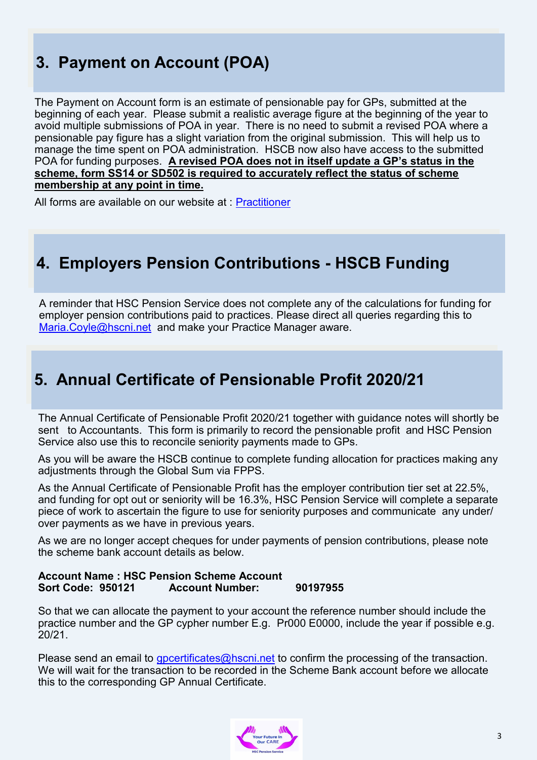## 3. Payment on Account (POA)

The Payment on Account form is an estimate of pensionable pay for GPs, submitted at the beginning of each year. Please submit a realistic average figure at the beginning of the year to avoid multiple submissions of POA in year. There is no need to submit a revised POA where a pensionable pay figure has a slight variation from the original submission. This will help us to manage the time spent on POA administration. HSCB now also have access to the submitted POA for funding purposes. **A revised POA does not in itself update a GP's status in the scheme, form SS14 or SD502 is required to accurately reflect the status of scheme membership at any point in time.**

All forms are available on our website at : Practitioner

## 4. Employers Pension Contributions - HSCB Funding

A reminder that HSC Pension Service does not complete any of the calculations for funding for employer pension contributions paid to practices. Please direct all queries regarding this to Maria.Coyle@hscni.net and make your Practice Manager aware.

## 5. Annual Certificate of Pensionable Profit 2020/21

The Annual Certificate of Pensionable Profit 2020/21 together with guidance notes will shortly be sent to Accountants. This form is primarily to record the pensionable profit and HSC Pension Service also use this to reconcile seniority payments made to GPs.

As you will be aware the HSCB continue to complete funding allocation for practices making any adjustments through the Global Sum via FPPS.

As the Annual Certificate of Pensionable Profit has the employer contribution tier set at 22.5%, and funding for opt out or seniority will be 16.3%, HSC Pension Service will complete a separate piece of work to ascertain the figure to use for seniority purposes and communicate any under/ over payments as we have in previous years.

As we are no longer accept cheques for under payments of pension contributions, please note the scheme bank account details as below.

**Account Name : HSC Pension Scheme Account**
**Sort Code: 950121 Account Number: 90197955**

So that we can allocate the payment to your account the reference number should include the practice number and the GP cypher number E.g. Pr000 E0000, include the year if possible e.g. 20/21.

Please send an email to gpcertificates@hscni.net to confirm the processing of the transaction. We will wait for the transaction to be recorded in the Scheme Bank account before we allocate this to the corresponding GP Annual Certificate.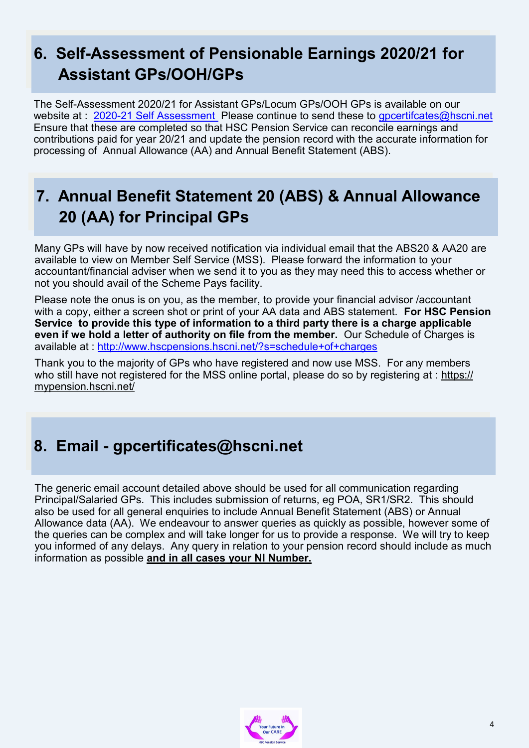## 6. Self-Assessment of Pensionable Earnings 2020/21 for Assistant GPs/OOH/GPs

The Self-Assessment 2020/21 for Assistant GPs/Locum GPs/OOH GPs is available on our website at : 2020-21 Self Assessment Please continue to send these to gpcertifcates@hscni.net Ensure that these are completed so that HSC Pension Service can reconcile earnings and contributions paid for year 20/21 and update the pension record with the accurate information for processing of Annual Allowance (AA) and Annual Benefit Statement (ABS).

## 7. Annual Benefit Statement 20 (ABS) & Annual Allowance 20 (AA) for Principal GPs

Many GPs will have by now received notification via individual email that the ABS20 & AA20 are available to view on Member Self Service (MSS). Please forward the information to your accountant/financial adviser when we send it to you as they may need this to access whether or not you should avail of the Scheme Pays facility.

Please note the onus is on you, as the member, to provide your financial advisor /accountant with a copy, either a screen shot or print of your AA data and ABS statement. **For HSC Pension Service to provide this type of information to a third party there is a charge applicable even if we hold a letter of authority on file from the member.** Our Schedule of Charges is available at : http://www.hscpensions.hscni.net/?s=schedule+of+charges

Thank you to the majority of GPs who have registered and now use MSS. For any members who still have not registered for the MSS online portal, please do so by registering at : https://mypension.hscni.net/

## 8. Email - gpcertificates@hscni.net

The generic email account detailed above should be used for all communication regarding Principal/Salaried GPs. This includes submission of returns, eg POA, SR1/SR2. This should also be used for all general enquiries to include Annual Benefit Statement (ABS) or Annual Allowance data (AA). We endeavour to answer queries as quickly as possible, however some of the queries can be complex and will take longer for us to provide a response. We will try to keep you informed of any delays. Any query in relation to your pension record should include as much information as possible **and in all cases your NI Number.**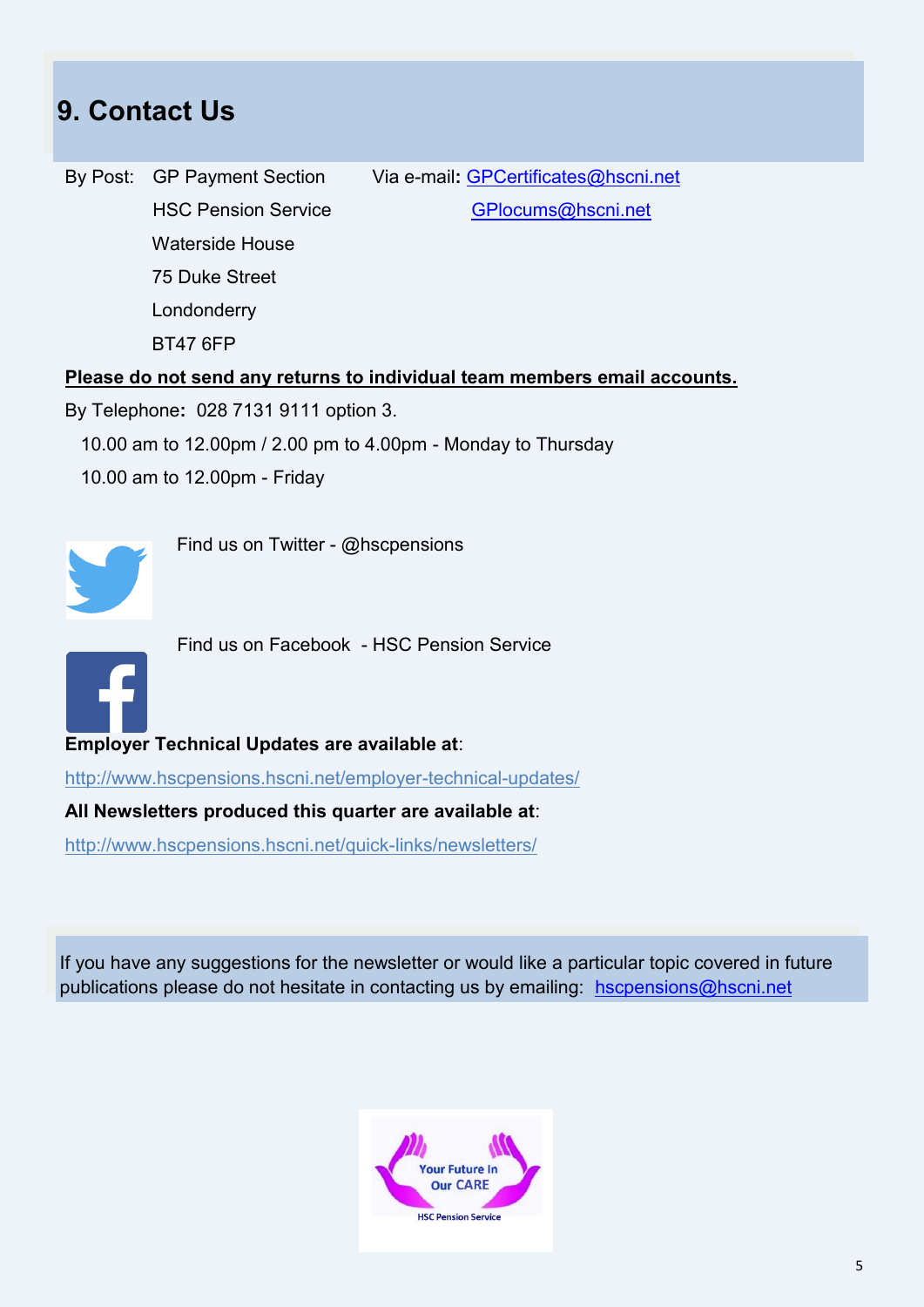# 9. Contact Us

By Post: GP Payment Section
HSC Pension Service
Waterside House
75 Duke Street
Londonderry
BT47 6FP

Via e-mail: GPCertificates@hscni.net
GPlocums@hscni.net

**Please do not send any returns to individual team members email accounts.**

By Telephone**:** 028 7131 9111 option 3.

10.00 am to 12.00pm / 2.00 pm to 4.00pm - Monday to Thursday

10.00 am to 12.00pm - Friday

Find us on Twitter - @hscpensions

Find us on Facebook - HSC Pension Service

**Employer Technical Updates are available at**:

http://www.hscpensions.hscni.net/employer-technical-updates/

**All Newsletters produced this quarter are available at**:

http://www.hscpensions.hscni.net/quick-links/newsletters/

If you have any suggestions for the newsletter or would like a particular topic covered in future publications please do not hesitate in contacting us by emailing: hscpensions@hscni.net

Your Future In Our CARE

HSC Pension Service